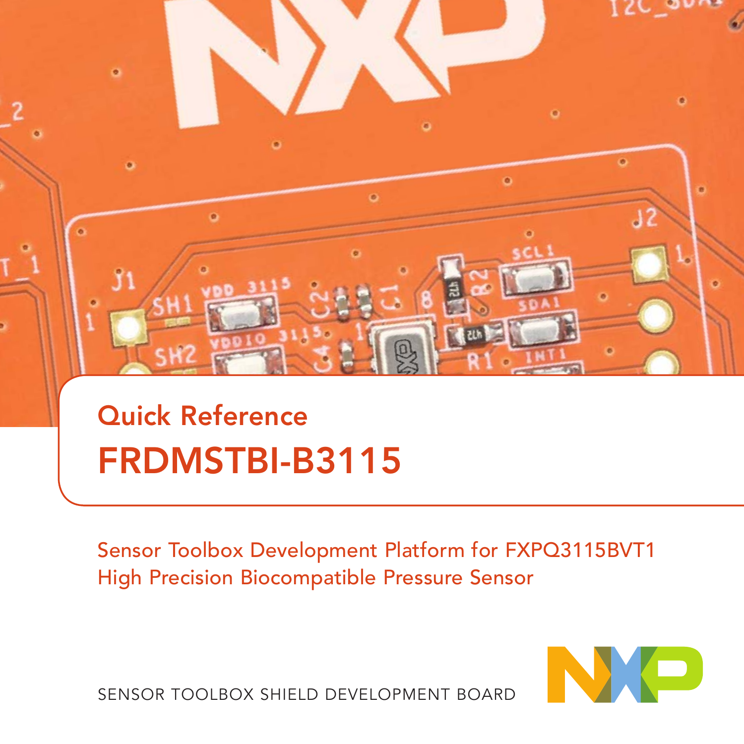Quick Reference

# FRDMSTBI-B3115

Sensor Toolbox Development Platform for FXPQ3115BVT1 High Precision Biocompatible Pressure Sensor

SENSOR TOOLBOX SHIELD DEVELOPMENT BOARD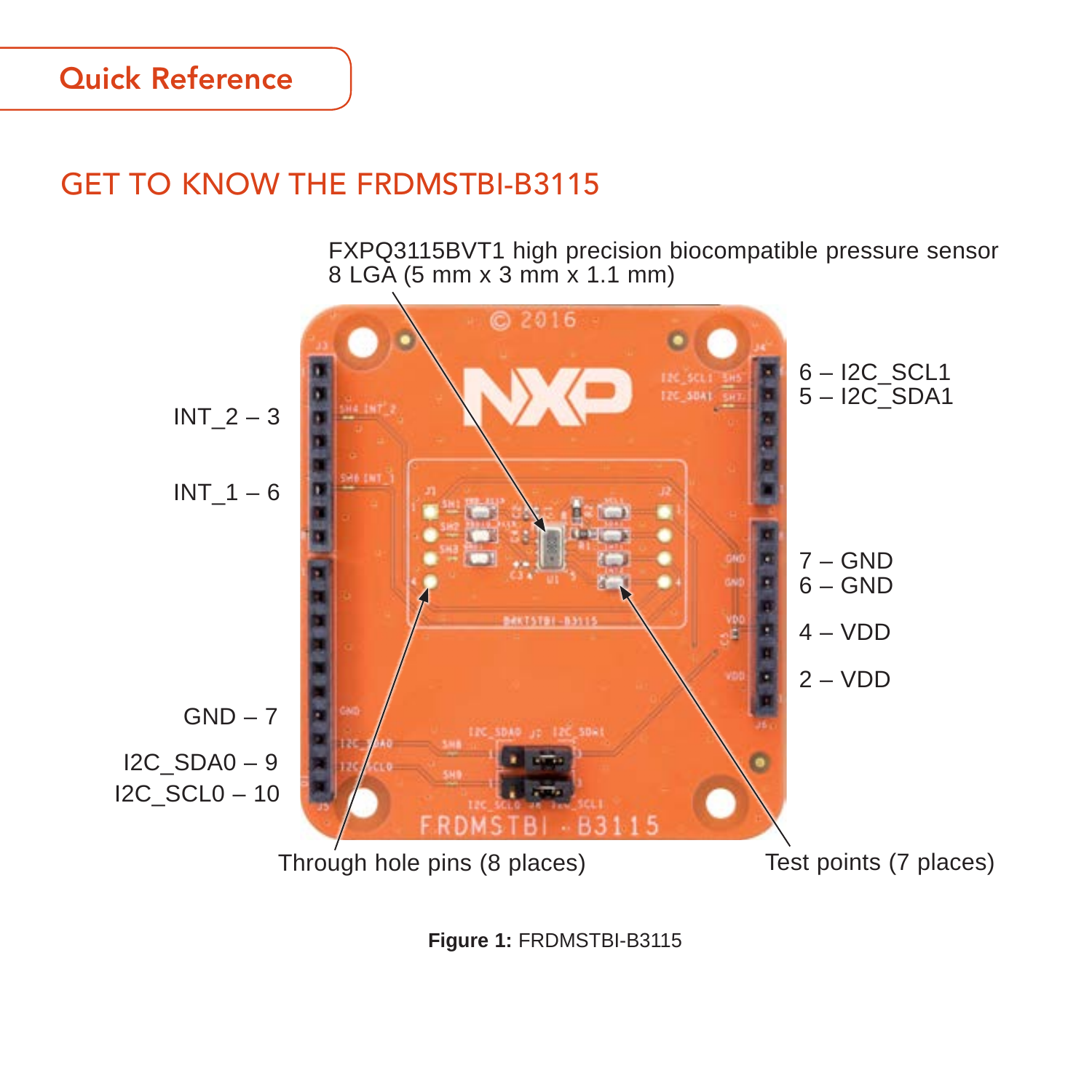Quick Reference

## GET TO KNOW THE FRDMSTBI-B3115

FXPQ3115BVT1 high precision biocompatible pressure sensor
8 LGA (5 mm x 3 mm x 1.1 mm)

INT_2 – 3

INT_1 – 6

GND – 7

I2C_SDA0 – 9

I2C_SCL0 – 10

6 – I2C_SCL1
5 – I2C_SDA1

7 – GND
6 – GND

4 – VDD

2 – VDD

Through hole pins (8 places)

Test points (7 places)

**Figure 1:** FRDMSTBI-B3115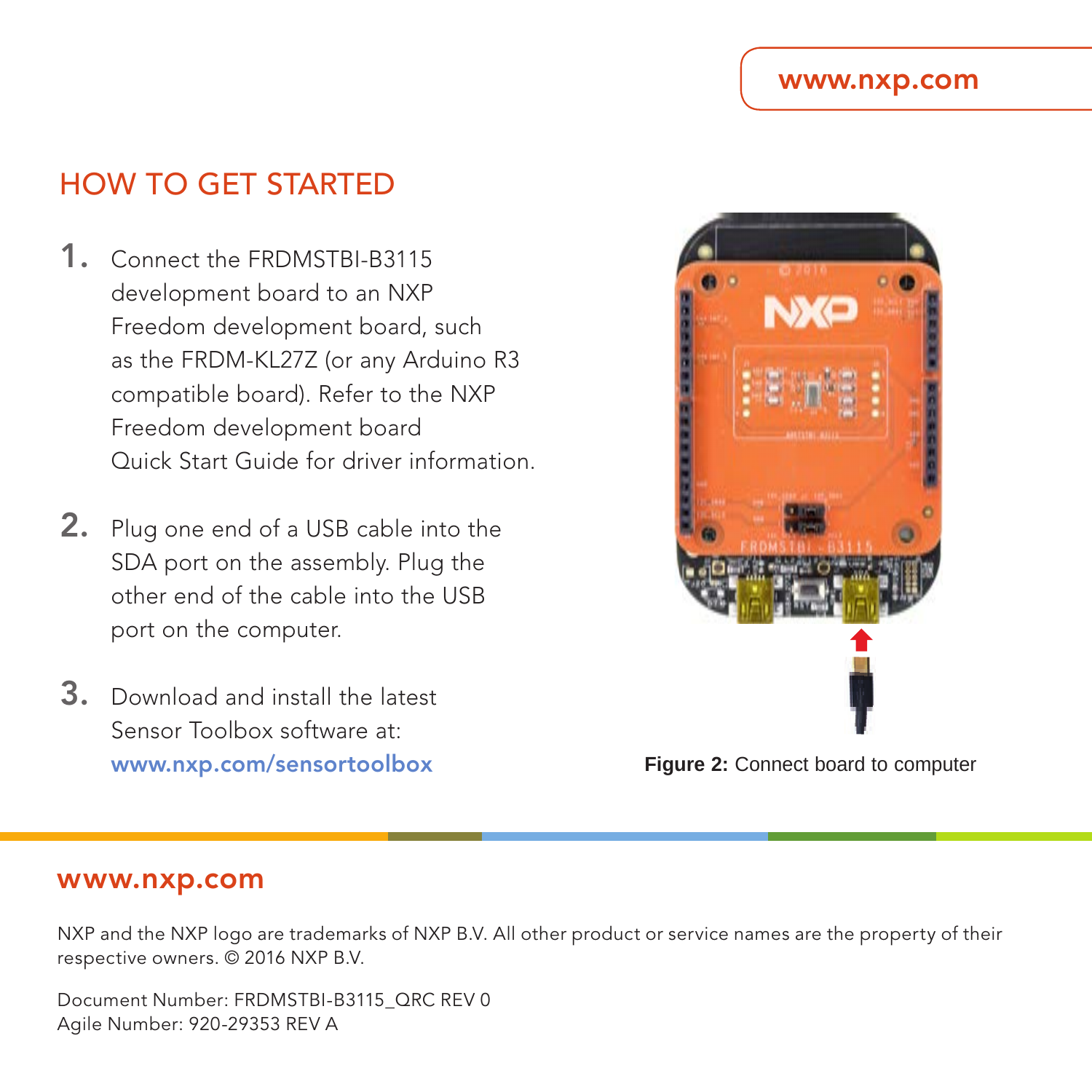## HOW TO GET STARTED

1. Connect the FRDMSTBI-B3115 development board to an NXP Freedom development board, such as the FRDM-KL27Z (or any Arduino R3 compatible board). Refer to the NXP Freedom development board Quick Start Guide for driver information.
2. Plug one end of a USB cable into the SDA port on the assembly. Plug the other end of the cable into the USB port on the computer.
3. Download and install the latest Sensor Toolbox software at: www.nxp.com/sensortoolbox

**Figure 2:** Connect board to computer

**www.nxp.com**

NXP and the NXP logo are trademarks of NXP B.V. All other product or service names are the property of their respective owners. © 2016 NXP B.V.

Document Number: FRDMSTBI-B3115_QRC REV 0
Agile Number: 920-29353 REV A